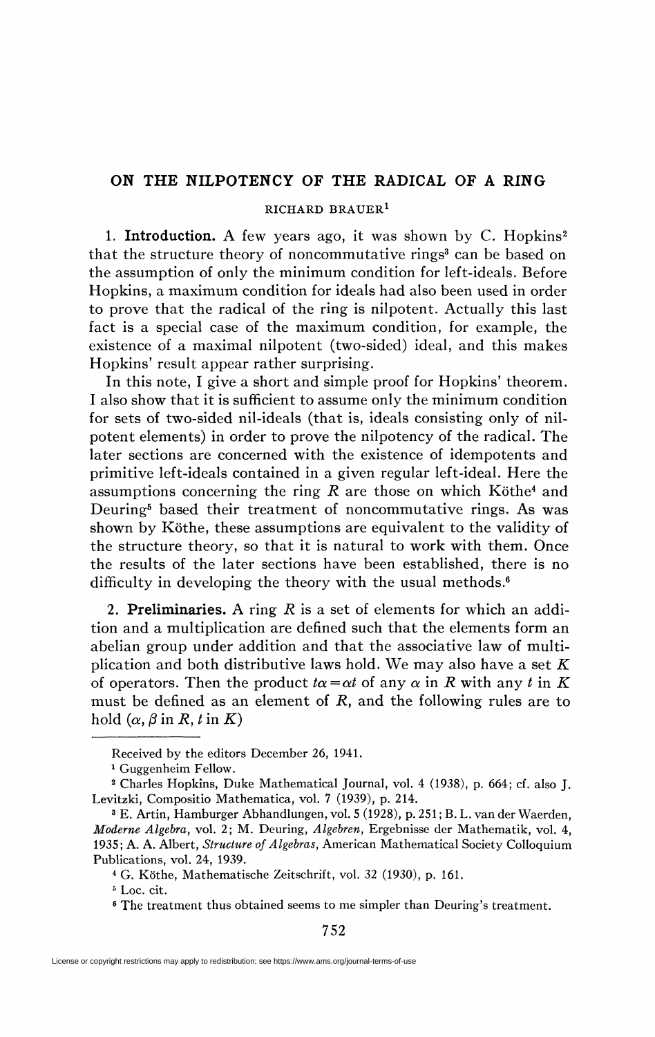# ON THE NILPOTENCY OF THE RADICAL OF A RING

RICHARD BRAUER[1]

1. **Introduction.** A few years ago, it was shown by C. Hopkins[2] that the structure theory of noncommutative rings[3] can be based on the assumption of only the minimum condition for left-ideals. Before Hopkins, a maximum condition for ideals had also been used in order to prove that the radical of the ring is nilpotent. Actually this last fact is a special case of the maximum condition, for example, the existence of a maximal nilpotent (two-sided) ideal, and this makes Hopkins' result appear rather surprising.

In this note, I give a short and simple proof for Hopkins' theorem. I also show that it is sufficient to assume only the minimum condition for sets of two-sided nil-ideals (that is, ideals consisting only of nilpotent elements) in order to prove the nilpotency of the radical. The later sections are concerned with the existence of idempotents and primitive left-ideals contained in a given regular left-ideal. Here the assumptions concerning the ring $R$ are those on which Köthe[4] and Deuring[5] based their treatment of noncommutative rings. As was shown by Köthe, these assumptions are equivalent to the validity of the structure theory, so that it is natural to work with them. Once the results of the later sections have been established, there is no difficulty in developing the theory with the usual methods.[6]

2. **Preliminaries.** A ring $R$ is a set of elements for which an addition and a multiplication are defined such that the elements form an abelian group under addition and that the associative law of multiplication and both distributive laws hold. We may also have a set $K$ of operators. Then the product $t\alpha = \alpha t$ of any $\alpha$ in $R$ with any $t$ in $K$ must be defined as an element of $R$, and the following rules are to hold ($\alpha, \beta$ in $R$, $t$ in $K$)

---

Received by the editors December 26, 1941.

[1] Guggenheim Fellow.

[2] Charles Hopkins, Duke Mathematical Journal, vol. 4 (1938), p. 664; cf. also J. Levitzki, Compositio Mathematica, vol. 7 (1939), p. 214.

[3] E. Artin, Hamburger Abhandlungen, vol. 5 (1928), p. 251; B. L. van der Waerden, *Moderne Algebra*, vol. 2; M. Deuring, *Algebren*, Ergebnisse der Mathematik, vol. 4, 1935; A. A. Albert, *Structure of Algebras*, American Mathematical Society Colloquium Publications, vol. 24, 1939.

[4] G. Köthe, Mathematische Zeitschrift, vol. 32 (1930), p. 161.

[5] Loc. cit.

[6] The treatment thus obtained seems to me simpler than Deuring's treatment.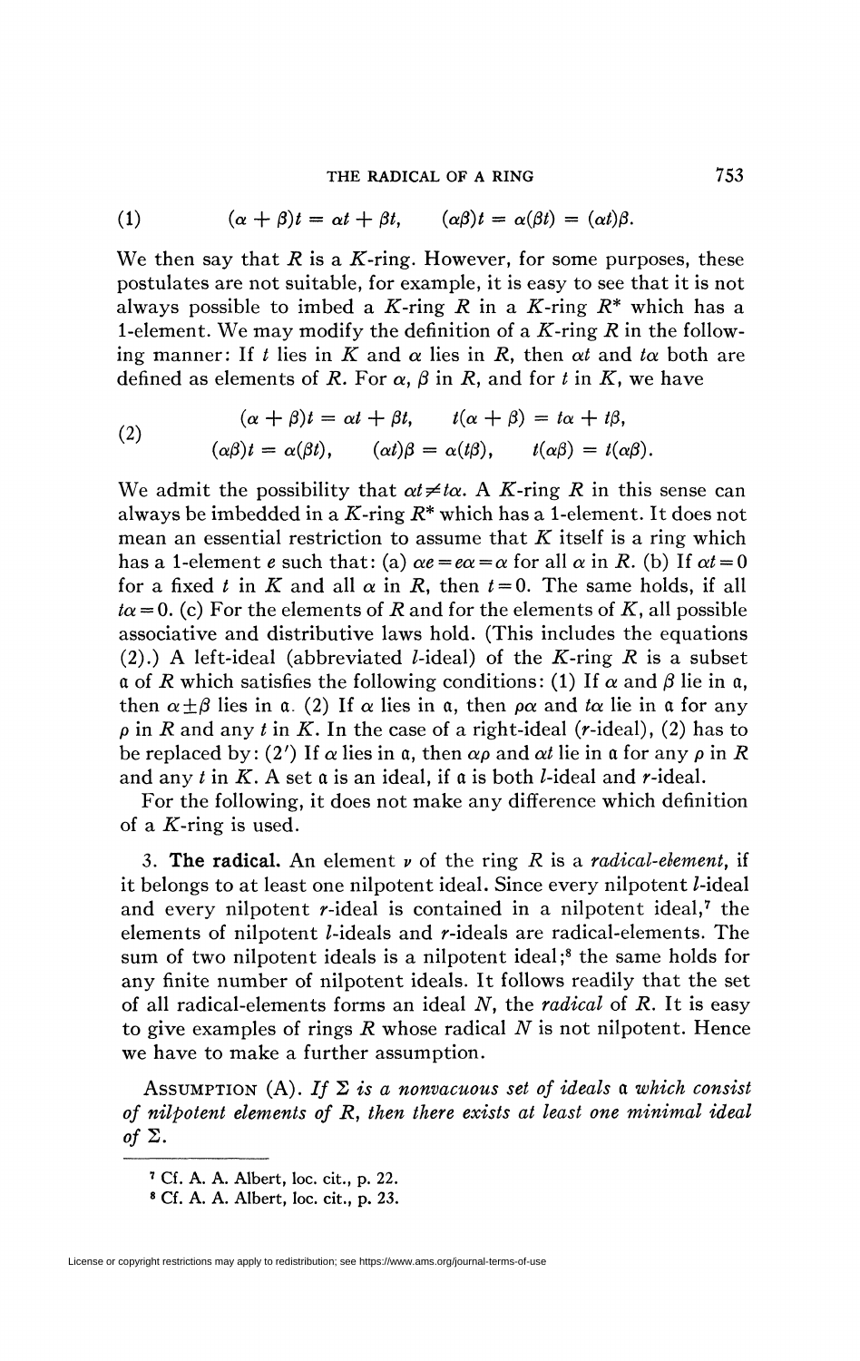$$(1) \qquad (\alpha + \beta)t = \alpha t + \beta t, \qquad (\alpha\beta)t = \alpha(\beta t) = (\alpha t)\beta.$$

We then say that $R$ is a $K$-ring. However, for some purposes, these postulates are not suitable, for example, it is easy to see that it is not always possible to imbed a $K$-ring $R$ in a $K$-ring $R^*$ which has a 1-element. We may modify the definition of a $K$-ring $R$ in the following manner: If $t$ lies in $K$ and $\alpha$ lies in $R$, then $\alpha t$ and $t\alpha$ both are defined as elements of $R$. For $\alpha$, $\beta$ in $R$, and for $t$ in $K$, we have

$$(2) \qquad \begin{aligned} &(\alpha + \beta)t = \alpha t + \beta t, \qquad t(\alpha + \beta) = t\alpha + t\beta, \\ &(\alpha\beta)t = \alpha(\beta t), \qquad (\alpha t)\beta = \alpha(t\beta), \qquad t(\alpha\beta) = t(\alpha\beta). \end{aligned}$$

We admit the possibility that $\alpha t \neq t\alpha$. A $K$-ring $R$ in this sense can always be imbedded in a $K$-ring $R^*$ which has a 1-element. It does not mean an essential restriction to assume that $K$ itself is a ring which has a 1-element $e$ such that: (a) $\alpha e = e\alpha = \alpha$ for all $\alpha$ in $R$. (b) If $\alpha t = 0$ for a fixed $t$ in $K$ and all $\alpha$ in $R$, then $t = 0$. The same holds, if all $t\alpha = 0$. (c) For the elements of $R$ and for the elements of $K$, all possible associative and distributive laws hold. (This includes the equations (2).) A left-ideal (abbreviated $l$-ideal) of the $K$-ring $R$ is a subset $\mathfrak{a}$ of $R$ which satisfies the following conditions: (1) If $\alpha$ and $\beta$ lie in $\mathfrak{a}$, then $\alpha \pm \beta$ lies in $\mathfrak{a}$. (2) If $\alpha$ lies in $\mathfrak{a}$, then $\rho\alpha$ and $t\alpha$ lie in $\mathfrak{a}$ for any $\rho$ in $R$ and any $t$ in $K$. In the case of a right-ideal ($r$-ideal), (2) has to be replaced by: (2′) If $\alpha$ lies in $\mathfrak{a}$, then $\alpha\rho$ and $\alpha t$ lie in $\mathfrak{a}$ for any $\rho$ in $R$ and any $t$ in $K$. A set $\mathfrak{a}$ is an ideal, if $\mathfrak{a}$ is both $l$-ideal and $r$-ideal.

For the following, it does not make any difference which definition of a $K$-ring is used.

**3. The radical.** An element $\nu$ of the ring $R$ is a *radical-element*, if it belongs to at least one nilpotent ideal. Since every nilpotent $l$-ideal and every nilpotent $r$-ideal is contained in a nilpotent ideal,[7] the elements of nilpotent $l$-ideals and $r$-ideals are radical-elements. The sum of two nilpotent ideals is a nilpotent ideal;[8] the same holds for any finite number of nilpotent ideals. It follows readily that the set of all radical-elements forms an ideal $N$, the *radical* of $R$. It is easy to give examples of rings $R$ whose radical $N$ is not nilpotent. Hence we have to make a further assumption.

ASSUMPTION (A). *If $\Sigma$ is a nonvacuous set of ideals $\mathfrak{a}$ which consist of nilpotent elements of $R$, then there exists at least one minimal ideal of $\Sigma$.*

---

[7] Cf. A. A. Albert, loc. cit., p. 22.

[8] Cf. A. A. Albert, loc. cit., p. 23.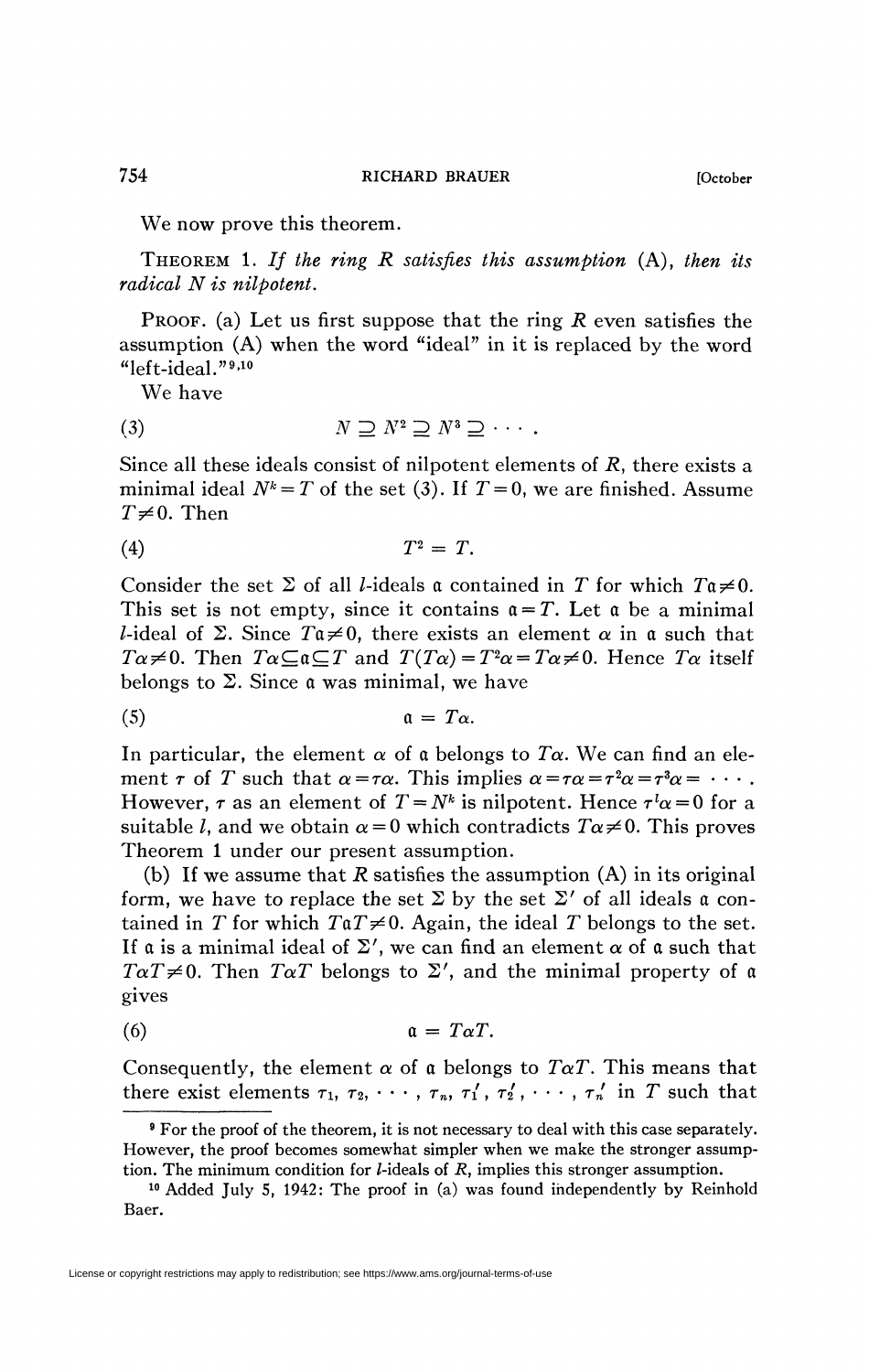We now prove this theorem.

THEOREM 1. *If the ring $R$ satisfies this assumption* (A), *then its radical $N$ is nilpotent.*

PROOF. (a) Let us first suppose that the ring $R$ even satisfies the assumption (A) when the word "ideal" in it is replaced by the word "left-ideal."[9,10]

We have

$$N \supseteq N^2 \supseteq N^3 \supseteq \cdots. \tag{3}$$

Since all these ideals consist of nilpotent elements of $R$, there exists a minimal ideal $N^k = T$ of the set (3). If $T=0$, we are finished. Assume $T \neq 0$. Then

$$T^2 = T. \tag{4}$$

Consider the set $\Sigma$ of all $l$-ideals $\mathfrak{a}$ contained in $T$ for which $T\mathfrak{a} \neq 0$. This set is not empty, since it contains $\mathfrak{a} = T$. Let $\mathfrak{a}$ be a minimal $l$-ideal of $\Sigma$. Since $T\mathfrak{a} \neq 0$, there exists an element $\alpha$ in $\mathfrak{a}$ such that $T\alpha \neq 0$. Then $T\alpha \subseteq \mathfrak{a} \subseteq T$ and $T(T\alpha) = T^2\alpha = T\alpha \neq 0$. Hence $T\alpha$ itself belongs to $\Sigma$. Since $\mathfrak{a}$ was minimal, we have

$$\mathfrak{a} = T\alpha. \tag{5}$$

In particular, the element $\alpha$ of $\mathfrak{a}$ belongs to $T\alpha$. We can find an element $\tau$ of $T$ such that $\alpha = \tau\alpha$. This implies $\alpha = \tau\alpha = \tau^2\alpha = \tau^3\alpha = \cdots$. However, $\tau$ as an element of $T = N^k$ is nilpotent. Hence $\tau^l\alpha = 0$ for a suitable $l$, and we obtain $\alpha = 0$ which contradicts $T\alpha \neq 0$. This proves Theorem 1 under our present assumption.

(b) If we assume that $R$ satisfies the assumption (A) in its original form, we have to replace the set $\Sigma$ by the set $\Sigma'$ of all ideals $\mathfrak{a}$ contained in $T$ for which $T\mathfrak{a}T \neq 0$. Again, the ideal $T$ belongs to the set. If $\mathfrak{a}$ is a minimal ideal of $\Sigma'$, we can find an element $\alpha$ of $\mathfrak{a}$ such that $T\alpha T \neq 0$. Then $T\alpha T$ belongs to $\Sigma'$, and the minimal property of $\mathfrak{a}$ gives

$$\mathfrak{a} = T\alpha T. \tag{6}$$

Consequently, the element $\alpha$ of $\mathfrak{a}$ belongs to $T\alpha T$. This means that there exist elements $\tau_1, \tau_2, \cdots, \tau_n, \tau_1', \tau_2', \cdots, \tau_n'$ in $T$ such that

---

[9] For the proof of the theorem, it is not necessary to deal with this case separately. However, the proof becomes somewhat simpler when we make the stronger assumption. The minimum condition for $l$-ideals of $R$, implies this stronger assumption.

[10] Added July 5, 1942: The proof in (a) was found independently by Reinhold Baer.

License or copyright restrictions may apply to redistribution; see https://www.ams.org/journal-terms-of-use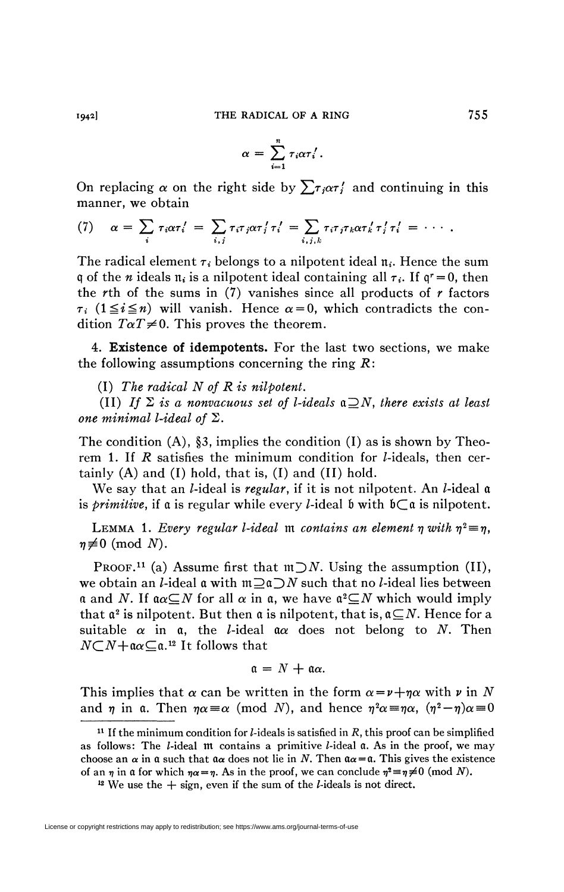$$\alpha = \sum_{i=1}^{n} \tau_i \alpha \tau_i'.$$

On replacing $\alpha$ on the right side by $\sum \tau_j \alpha \tau_j'$ and continuing in this manner, we obtain

$$(7) \quad \alpha = \sum_i \tau_i \alpha \tau_i' = \sum_{i,j} \tau_i \tau_j \alpha \tau_j' \tau_i' = \sum_{i,j,k} \tau_i \tau_j \tau_k \alpha \tau_k' \tau_j' \tau_i' = \cdots .$$

The radical element $\tau_i$ belongs to a nilpotent ideal $\mathfrak{n}_i$. Hence the sum $\mathfrak{q}$ of the $n$ ideals $\mathfrak{n}_i$ is a nilpotent ideal containing all $\tau_i$. If $\mathfrak{q}^r = 0$, then the $r$th of the sums in (7) vanishes since all products of $r$ factors $\tau_i$ $(1 \leq i \leq n)$ will vanish. Hence $\alpha = 0$, which contradicts the condition $T\alpha T \neq 0$. This proves the theorem.

## 4. Existence of idempotents.

For the last two sections, we make the following assumptions concerning the ring $R$:

(I) *The radical $N$ of $R$ is nilpotent.*

(II) *If $\Sigma$ is a nonvacuous set of l-ideals $\mathfrak{a} \supseteq N$, there exists at least one minimal l-ideal of $\Sigma$.*

The condition (A), §3, implies the condition (I) as is shown by Theorem 1. If $R$ satisfies the minimum condition for $l$-ideals, then certainly (A) and (I) hold, that is, (I) and (II) hold.

We say that an $l$-ideal is *regular*, if it is not nilpotent. An $l$-ideal $\mathfrak{a}$ is *primitive*, if $\mathfrak{a}$ is regular while every $l$-ideal $\mathfrak{b}$ with $\mathfrak{b} \subset \mathfrak{a}$ is nilpotent.

LEMMA 1. *Every regular l-ideal $\mathfrak{m}$ contains an element $\eta$ with $\eta^2 \equiv \eta$, $\eta \not\equiv 0 \pmod{N}$.*

PROOF.[11] (a) Assume first that $\mathfrak{m} \supset N$. Using the assumption (II), we obtain an $l$-ideal $\mathfrak{a}$ with $\mathfrak{m} \supseteq \mathfrak{a} \supset N$ such that no $l$-ideal lies between $\mathfrak{a}$ and $N$. If $\mathfrak{a}\alpha \subseteq N$ for all $\alpha$ in $\mathfrak{a}$, we have $\mathfrak{a}^2 \subseteq N$ which would imply that $\mathfrak{a}^2$ is nilpotent. But then $\mathfrak{a}$ is nilpotent, that is, $\mathfrak{a} \subseteq N$. Hence for a suitable $\alpha$ in $\mathfrak{a}$, the $l$-ideal $\mathfrak{a}\alpha$ does not belong to $N$. Then $N \subset N + \mathfrak{a}\alpha \subseteq \mathfrak{a}$.[12] It follows that

$$\mathfrak{a} = N + \mathfrak{a}\alpha.$$

This implies that $\alpha$ can be written in the form $\alpha = \nu + \eta\alpha$ with $\nu$ in $N$ and $\eta$ in $\mathfrak{a}$. Then $\eta\alpha \equiv \alpha \pmod{N}$, and hence $\eta^2\alpha \equiv \eta\alpha$, $(\eta^2 - \eta)\alpha \equiv 0$

---

[11] If the minimum condition for $l$-ideals is satisfied in $R$, this proof can be simplified as follows: The $l$-ideal $\mathfrak{m}$ contains a primitive $l$-ideal $\mathfrak{a}$. As in the proof, we may choose an $\alpha$ in $\mathfrak{a}$ such that $\mathfrak{a}\alpha$ does not lie in $N$. Then $\mathfrak{a}\alpha = \mathfrak{a}$. This gives the existence of an $\eta$ in $\mathfrak{a}$ for which $\eta\alpha = \eta$. As in the proof, we can conclude $\eta^2 \equiv \eta \not\equiv 0 \pmod{N}$.

[12] We use the $+$ sign, even if the sum of the $l$-ideals is not direct.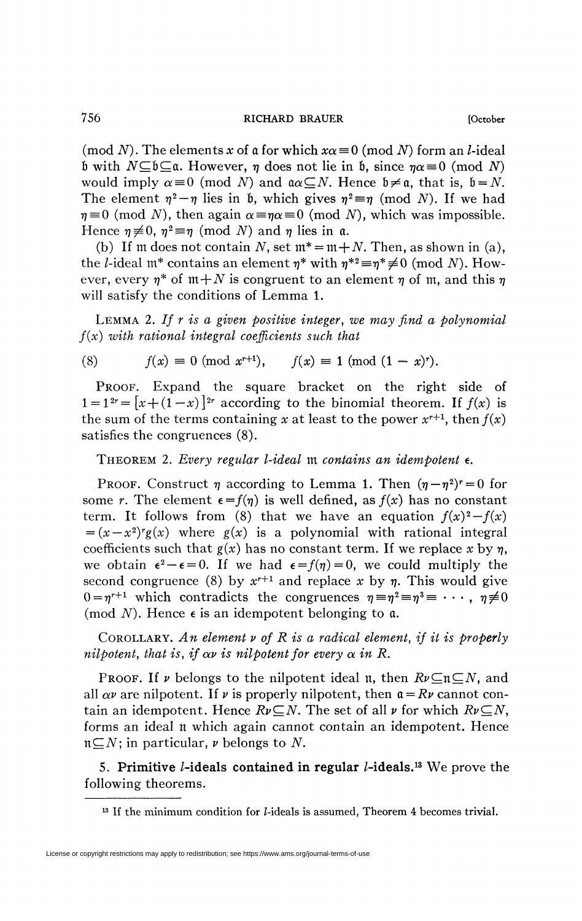(mod $N$). The elements $x$ of $\mathfrak{a}$ for which $x\alpha \equiv 0 \pmod{N}$ form an $l$-ideal $\mathfrak{b}$ with $N \subseteq \mathfrak{b} \subseteq \mathfrak{a}$. However, $\eta$ does not lie in $\mathfrak{b}$, since $\eta\alpha \equiv 0 \pmod{N}$ would imply $\alpha \equiv 0 \pmod{N}$ and $\mathfrak{a}\alpha \subseteq N$. Hence $\mathfrak{b} \neq \mathfrak{a}$, that is, $\mathfrak{b} = N$. The element $\eta^2 - \eta$ lies in $\mathfrak{b}$, which gives $\eta^2 \equiv \eta \pmod{N}$. If we had $\eta \equiv 0 \pmod{N}$, then again $\alpha \equiv \eta\alpha \equiv 0 \pmod{N}$, which was impossible. Hence $\eta \not\equiv 0$, $\eta^2 \equiv \eta \pmod{N}$ and $\eta$ lies in $\mathfrak{a}$.

(b) If $\mathfrak{m}$ does not contain $N$, set $\mathfrak{m}^* = \mathfrak{m} + N$. Then, as shown in (a), the $l$-ideal $\mathfrak{m}^*$ contains an element $\eta^*$ with $\eta^{*2} \equiv \eta^* \not\equiv 0 \pmod{N}$. However, every $\eta^*$ of $\mathfrak{m} + N$ is congruent to an element $\eta$ of $\mathfrak{m}$, and this $\eta$ will satisfy the conditions of Lemma 1.

LEMMA 2. *If $r$ is a given positive integer, we may find a polynomial $f(x)$ with rational integral coefficients such that*

$$f(x) \equiv 0 \pmod{x^{r+1}}, \qquad f(x) \equiv 1 \pmod{(1-x)^r}. \tag{8}$$

PROOF. Expand the square bracket on the right side of $1 = 1^{2r} = [x + (1-x)]^{2r}$ according to the binomial theorem. If $f(x)$ is the sum of the terms containing $x$ at least to the power $x^{r+1}$, then $f(x)$ satisfies the congruences (8).

THEOREM 2. *Every regular $l$-ideal $\mathfrak{m}$ contains an idempotent $\epsilon$.*

PROOF. Construct $\eta$ according to Lemma 1. Then $(\eta - \eta^2)^r = 0$ for some $r$. The element $\epsilon = f(\eta)$ is well defined, as $f(x)$ has no constant term. It follows from (8) that we have an equation $f(x)^2 - f(x) = (x - x^2)^r g(x)$ where $g(x)$ is a polynomial with rational integral coefficients such that $g(x)$ has no constant term. If we replace $x$ by $\eta$, we obtain $\epsilon^2 - \epsilon = 0$. If we had $\epsilon = f(\eta) = 0$, we could multiply the second congruence (8) by $x^{r+1}$ and replace $x$ by $\eta$. This would give $0 = \eta^{r+1}$ which contradicts the congruences $\eta \equiv \eta^2 \equiv \eta^3 \equiv \cdots$, $\eta \not\equiv 0 \pmod{N}$. Hence $\epsilon$ is an idempotent belonging to $\mathfrak{a}$.

COROLLARY. *An element $\nu$ of $R$ is a radical element, if it is properly nilpotent, that is, if $\alpha\nu$ is nilpotent for every $\alpha$ in $R$.*

PROOF. If $\nu$ belongs to the nilpotent ideal $\mathfrak{n}$, then $R\nu \subseteq \mathfrak{n} \subseteq N$, and all $\alpha\nu$ are nilpotent. If $\nu$ is properly nilpotent, then $\mathfrak{a} = R\nu$ cannot contain an idempotent. Hence $R\nu \subseteq N$. The set of all $\nu$ for which $R\nu \subseteq N$, forms an ideal $\mathfrak{n}$ which again cannot contain an idempotent. Hence $\mathfrak{n} \subseteq N$; in particular, $\nu$ belongs to $N$.

5. **Primitive $l$-ideals contained in regular $l$-ideals.**[13] We prove the following theorems.

[13] If the minimum condition for $l$-ideals is assumed, Theorem 4 becomes trivial.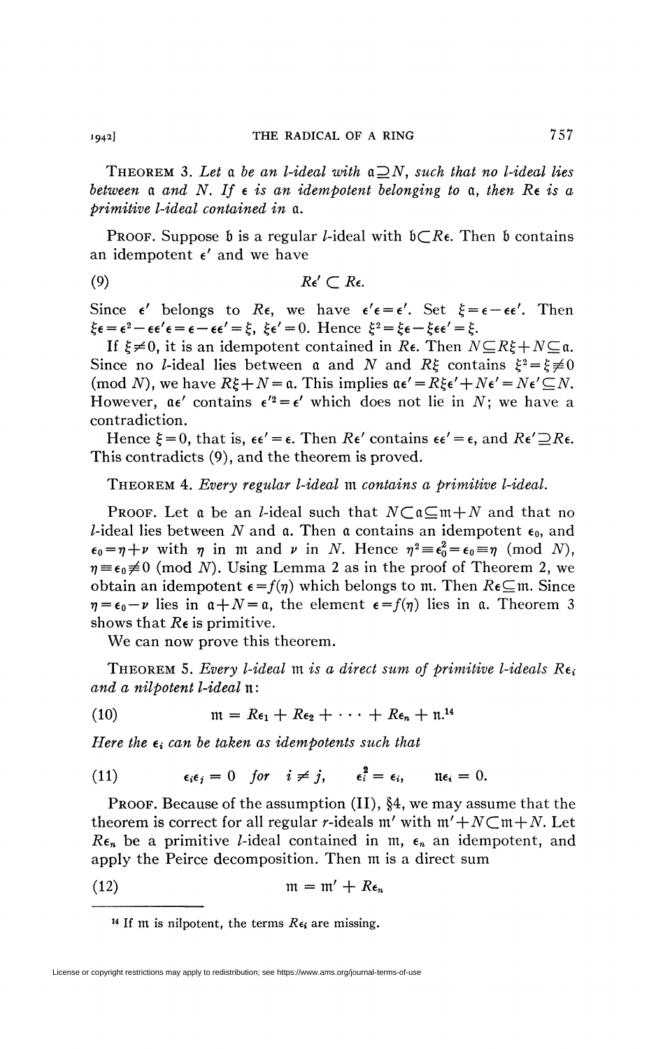THEOREM 3. *Let $\mathfrak{a}$ be an l-ideal with $\mathfrak{a} \supseteq N$, such that no l-ideal lies between $\mathfrak{a}$ and $N$. If $\epsilon$ is an idempotent belonging to $\mathfrak{a}$, then $R\epsilon$ is a primitive l-ideal contained in $\mathfrak{a}$.*

PROOF. Suppose $\mathfrak{b}$ is a regular $l$-ideal with $\mathfrak{b} \subset R\epsilon$. Then $\mathfrak{b}$ contains an idempotent $\epsilon'$ and we have

$$R\epsilon' \subset R\epsilon. \tag{9}$$

Since $\epsilon'$ belongs to $R\epsilon$, we have $\epsilon'\epsilon = \epsilon'$. Set $\xi = \epsilon - \epsilon\epsilon'$. Then $\xi\epsilon = \epsilon^2 - \epsilon\epsilon'\epsilon = \epsilon - \epsilon\epsilon' = \xi$, $\xi\epsilon' = 0$. Hence $\xi^2 = \xi\epsilon - \xi\epsilon\epsilon' = \xi$.

If $\xi \neq 0$, it is an idempotent contained in $R\epsilon$. Then $N \subseteq R\xi + N \subseteq \mathfrak{a}$. Since no $l$-ideal lies between $\mathfrak{a}$ and $N$ and $R\xi$ contains $\xi^2 = \xi \not\equiv 0 \pmod{N}$, we have $R\xi + N = \mathfrak{a}$. This implies $\mathfrak{a}\epsilon' = R\xi\epsilon' + N\epsilon' = N\epsilon' \subseteq N$. However, $\mathfrak{a}\epsilon'$ contains $\epsilon'^2 = \epsilon'$ which does not lie in $N$; we have a contradiction.

Hence $\xi = 0$, that is, $\epsilon\epsilon' = \epsilon$. Then $R\epsilon'$ contains $\epsilon\epsilon' = \epsilon$, and $R\epsilon' \supseteq R\epsilon$. This contradicts (9), and the theorem is proved.

THEOREM 4. *Every regular l-ideal $\mathfrak{m}$ contains a primitive l-ideal.*

PROOF. Let $\mathfrak{a}$ be an $l$-ideal such that $N \subset \mathfrak{a} \subseteq \mathfrak{m} + N$ and that no $l$-ideal lies between $N$ and $\mathfrak{a}$. Then $\mathfrak{a}$ contains an idempotent $\epsilon_0$, and $\epsilon_0 = \eta + \nu$ with $\eta$ in $\mathfrak{m}$ and $\nu$ in $N$. Hence $\eta^2 \equiv \epsilon_0^2 = \epsilon_0 \equiv \eta \pmod{N}$, $\eta \equiv \epsilon_0 \not\equiv 0 \pmod{N}$. Using Lemma 2 as in the proof of Theorem 2, we obtain an idempotent $\epsilon = f(\eta)$ which belongs to $\mathfrak{m}$. Then $R\epsilon \subseteq \mathfrak{m}$. Since $\eta = \epsilon_0 - \nu$ lies in $\mathfrak{a} + N = \mathfrak{a}$, the element $\epsilon = f(\eta)$ lies in $\mathfrak{a}$. Theorem 3 shows that $R\epsilon$ is primitive.

We can now prove this theorem.

THEOREM 5. *Every l-ideal $\mathfrak{m}$ is a direct sum of primitive l-ideals $R\epsilon_i$ and a nilpotent l-ideal $\mathfrak{n}$:*

$$\mathfrak{m} = R\epsilon_1 + R\epsilon_2 + \cdots + R\epsilon_n + \mathfrak{n}.[14] \tag{10}$$

*Here the $\epsilon_i$ can be taken as idempotents such that*

$$\epsilon_i\epsilon_j = 0 \quad \textit{for} \quad i \neq j, \qquad \epsilon_i^2 = \epsilon_i, \qquad \mathfrak{n}\epsilon_i = 0. \tag{11}$$

PROOF. Because of the assumption (II), §4, we may assume that the theorem is correct for all regular $r$-ideals $\mathfrak{m}'$ with $\mathfrak{m}' + N \subset \mathfrak{m} + N$. Let $R\epsilon_n$ be a primitive $l$-ideal contained in $\mathfrak{m}$, $\epsilon_n$ an idempotent, and apply the Peirce decomposition. Then $\mathfrak{m}$ is a direct sum

$$\mathfrak{m} = \mathfrak{m}' + R\epsilon_n \tag{12}$$

---

[14] If $\mathfrak{m}$ is nilpotent, the terms $R\epsilon_i$ are missing.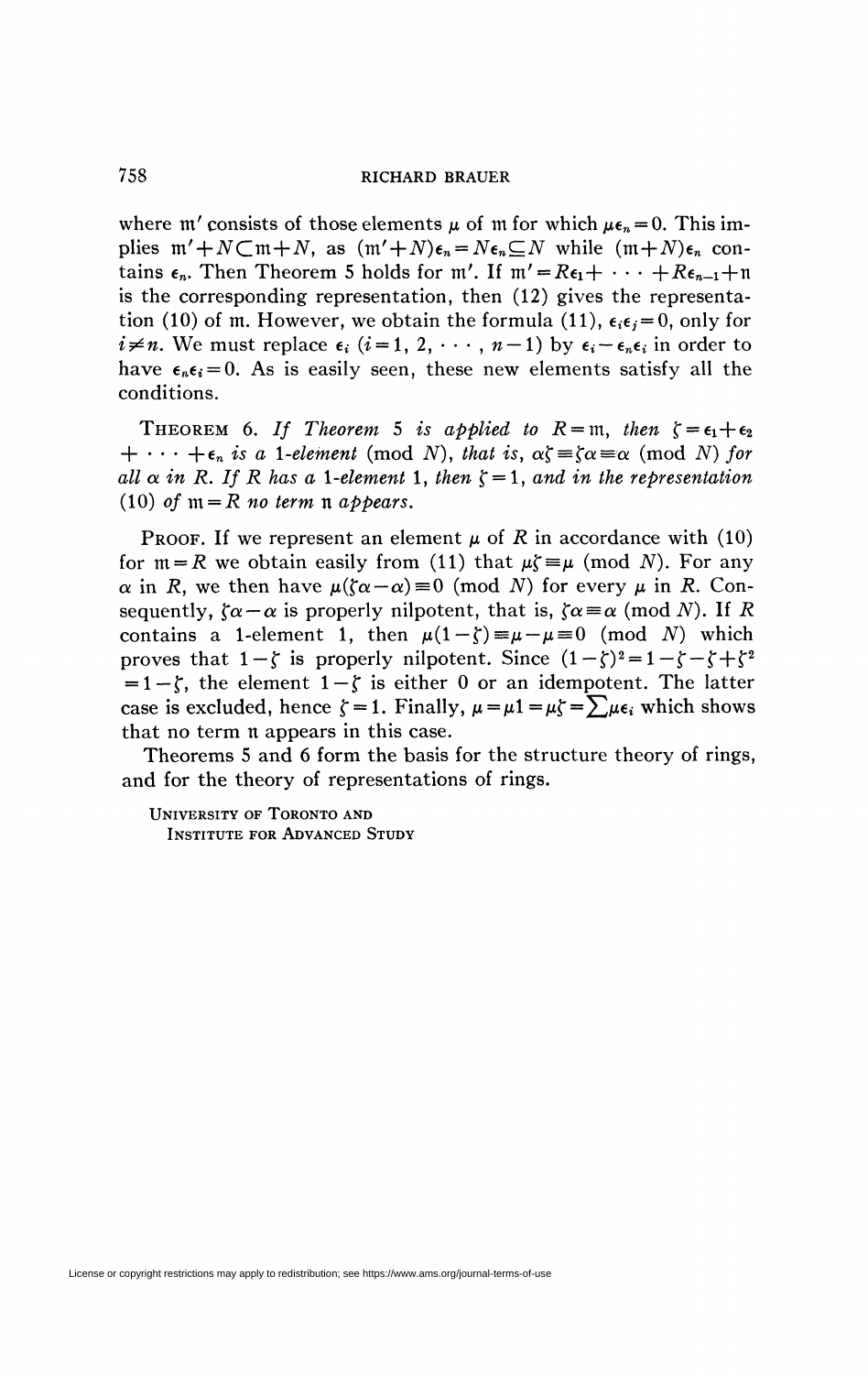where $\mathfrak{m}'$ consists of those elements $\mu$ of $\mathfrak{m}$ for which $\mu\epsilon_n = 0$. This implies $\mathfrak{m}' + N \subset \mathfrak{m} + N$, as $(\mathfrak{m}' + N)\epsilon_n = N\epsilon_n \subseteq N$ while $(\mathfrak{m} + N)\epsilon_n$ contains $\epsilon_n$. Then Theorem 5 holds for $\mathfrak{m}'$. If $\mathfrak{m}' = R\epsilon_1 + \cdots + R\epsilon_{n-1} + \mathfrak{n}$ is the corresponding representation, then (12) gives the representation (10) of $\mathfrak{m}$. However, we obtain the formula (11), $\epsilon_i\epsilon_j = 0$, only for $i \neq n$. We must replace $\epsilon_i$ $(i = 1, 2, \cdots, n-1)$ by $\epsilon_i - \epsilon_n\epsilon_i$ in order to have $\epsilon_n\epsilon_i = 0$. As is easily seen, these new elements satisfy all the conditions.

THEOREM 6. *If Theorem 5 is applied to $R = \mathfrak{m}$, then $\zeta = \epsilon_1 + \epsilon_2 + \cdots + \epsilon_n$ is a 1-element* (mod $N$), *that is, $\alpha\zeta \equiv \zeta\alpha \equiv \alpha$* (mod $N$) *for all $\alpha$ in $R$. If $R$ has a 1-element 1, then $\zeta = 1$, and in the representation* (10) *of $\mathfrak{m} = R$ no term $\mathfrak{n}$ appears.*

PROOF. If we represent an element $\mu$ of $R$ in accordance with (10) for $\mathfrak{m} = R$ we obtain easily from (11) that $\mu\zeta \equiv \mu$ (mod $N$). For any $\alpha$ in $R$, we then have $\mu(\zeta\alpha - \alpha) \equiv 0$ (mod $N$) for every $\mu$ in $R$. Consequently, $\zeta\alpha - \alpha$ is properly nilpotent, that is, $\zeta\alpha \equiv \alpha$ (mod $N$). If $R$ contains a 1-element 1, then $\mu(1 - \zeta) \equiv \mu - \mu \equiv 0$ (mod $N$) which proves that $1 - \zeta$ is properly nilpotent. Since $(1-\zeta)^2 = 1 - \zeta - \zeta + \zeta^2 = 1 - \zeta$, the element $1 - \zeta$ is either 0 or an idempotent. The latter case is excluded, hence $\zeta = 1$. Finally, $\mu = \mu 1 = \mu\zeta = \sum \mu\epsilon_i$ which shows that no term $\mathfrak{n}$ appears in this case.

Theorems 5 and 6 form the basis for the structure theory of rings, and for the theory of representations of rings.

UNIVERSITY OF TORONTO AND
INSTITUTE FOR ADVANCED STUDY

License or copyright restrictions may apply to redistribution; see https://www.ams.org/journal-terms-of-use